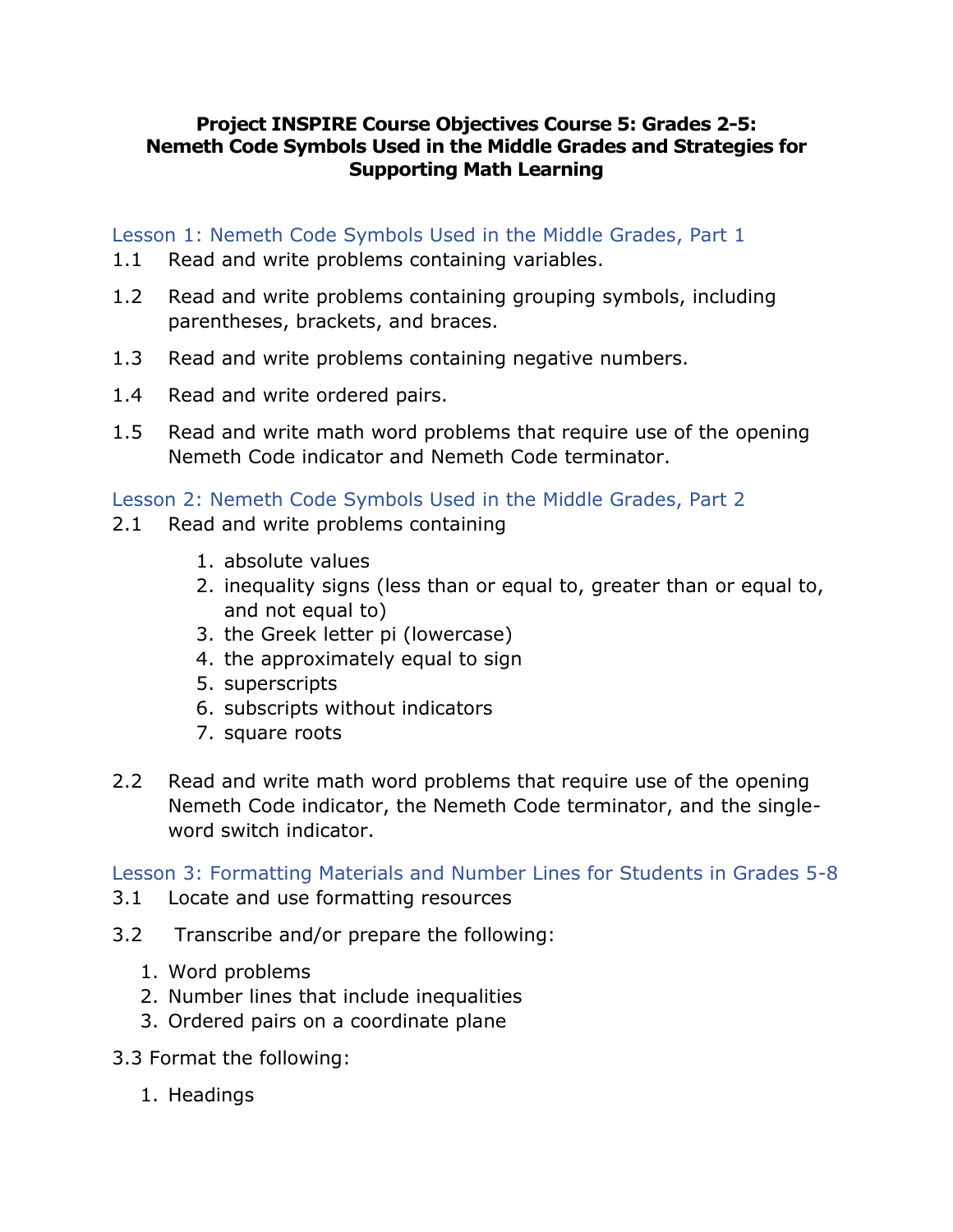# Project INSPIRE Course Objectives Course 5: Grades 2-5: Nemeth Code Symbols Used in the Middle Grades and Strategies for Supporting Math Learning

## Lesson 1: Nemeth Code Symbols Used in the Middle Grades, Part 1

1.1 Read and write problems containing variables.

1.2 Read and write problems containing grouping symbols, including parentheses, brackets, and braces.

1.3 Read and write problems containing negative numbers.

1.4 Read and write ordered pairs.

1.5 Read and write math word problems that require use of the opening Nemeth Code indicator and Nemeth Code terminator.

## Lesson 2: Nemeth Code Symbols Used in the Middle Grades, Part 2

2.1 Read and write problems containing

1. absolute values
2. inequality signs (less than or equal to, greater than or equal to, and not equal to)
3. the Greek letter pi (lowercase)
4. the approximately equal to sign
5. superscripts
6. subscripts without indicators
7. square roots

2.2 Read and write math word problems that require use of the opening Nemeth Code indicator, the Nemeth Code terminator, and the single-word switch indicator.

## Lesson 3: Formatting Materials and Number Lines for Students in Grades 5-8

3.1 Locate and use formatting resources

3.2 Transcribe and/or prepare the following:

1. Word problems
2. Number lines that include inequalities
3. Ordered pairs on a coordinate plane

3.3 Format the following:

1. Headings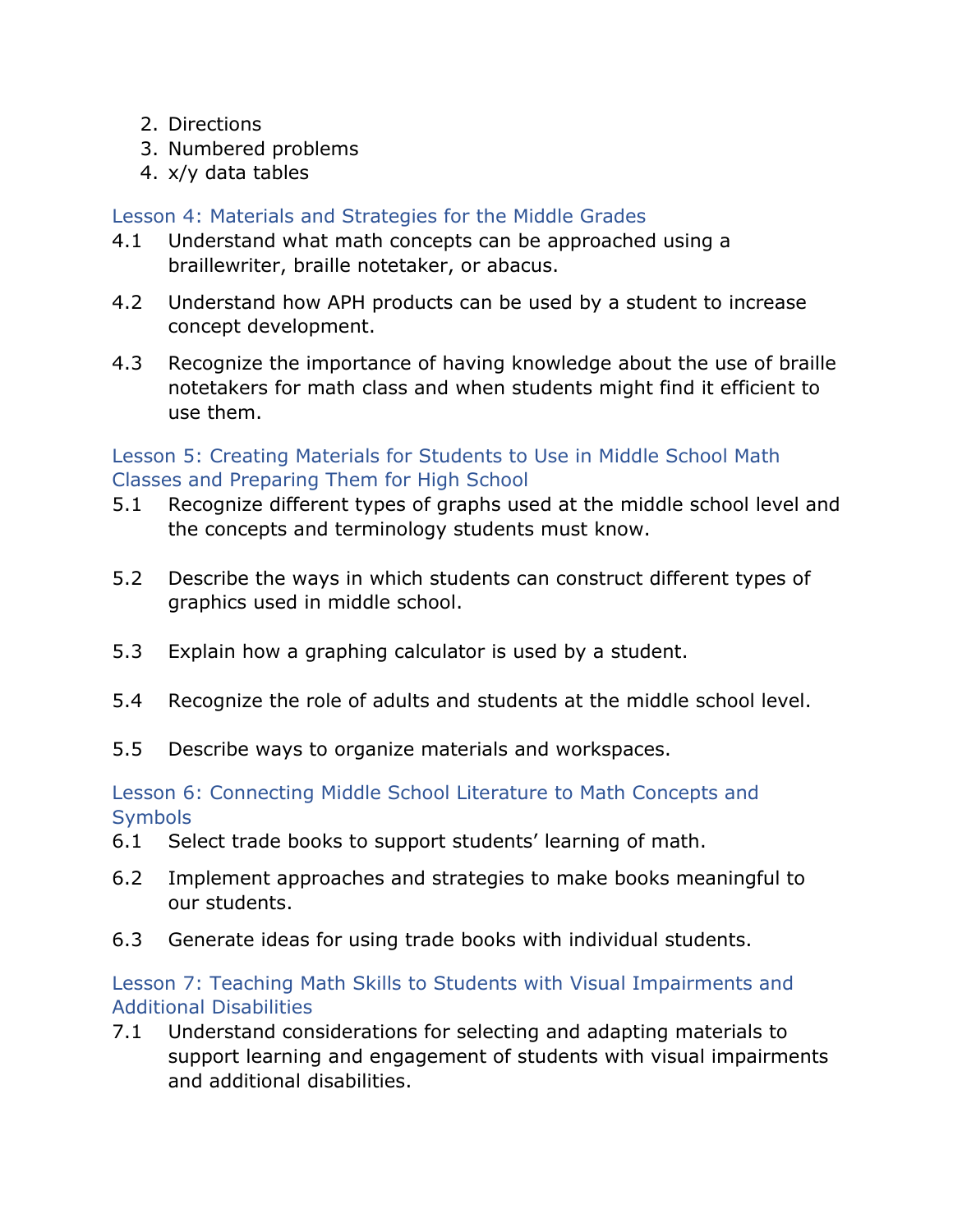2. Directions
3. Numbered problems
4. x/y data tables

### Lesson 4: Materials and Strategies for the Middle Grades

4.1 Understand what math concepts can be approached using a braillewriter, braille notetaker, or abacus.

4.2 Understand how APH products can be used by a student to increase concept development.

4.3 Recognize the importance of having knowledge about the use of braille notetakers for math class and when students might find it efficient to use them.

### Lesson 5: Creating Materials for Students to Use in Middle School Math Classes and Preparing Them for High School

5.1 Recognize different types of graphs used at the middle school level and the concepts and terminology students must know.

5.2 Describe the ways in which students can construct different types of graphics used in middle school.

5.3 Explain how a graphing calculator is used by a student.

5.4 Recognize the role of adults and students at the middle school level.

5.5 Describe ways to organize materials and workspaces.

### Lesson 6: Connecting Middle School Literature to Math Concepts and Symbols

6.1 Select trade books to support students' learning of math.

6.2 Implement approaches and strategies to make books meaningful to our students.

6.3 Generate ideas for using trade books with individual students.

### Lesson 7: Teaching Math Skills to Students with Visual Impairments and Additional Disabilities

7.1 Understand considerations for selecting and adapting materials to support learning and engagement of students with visual impairments and additional disabilities.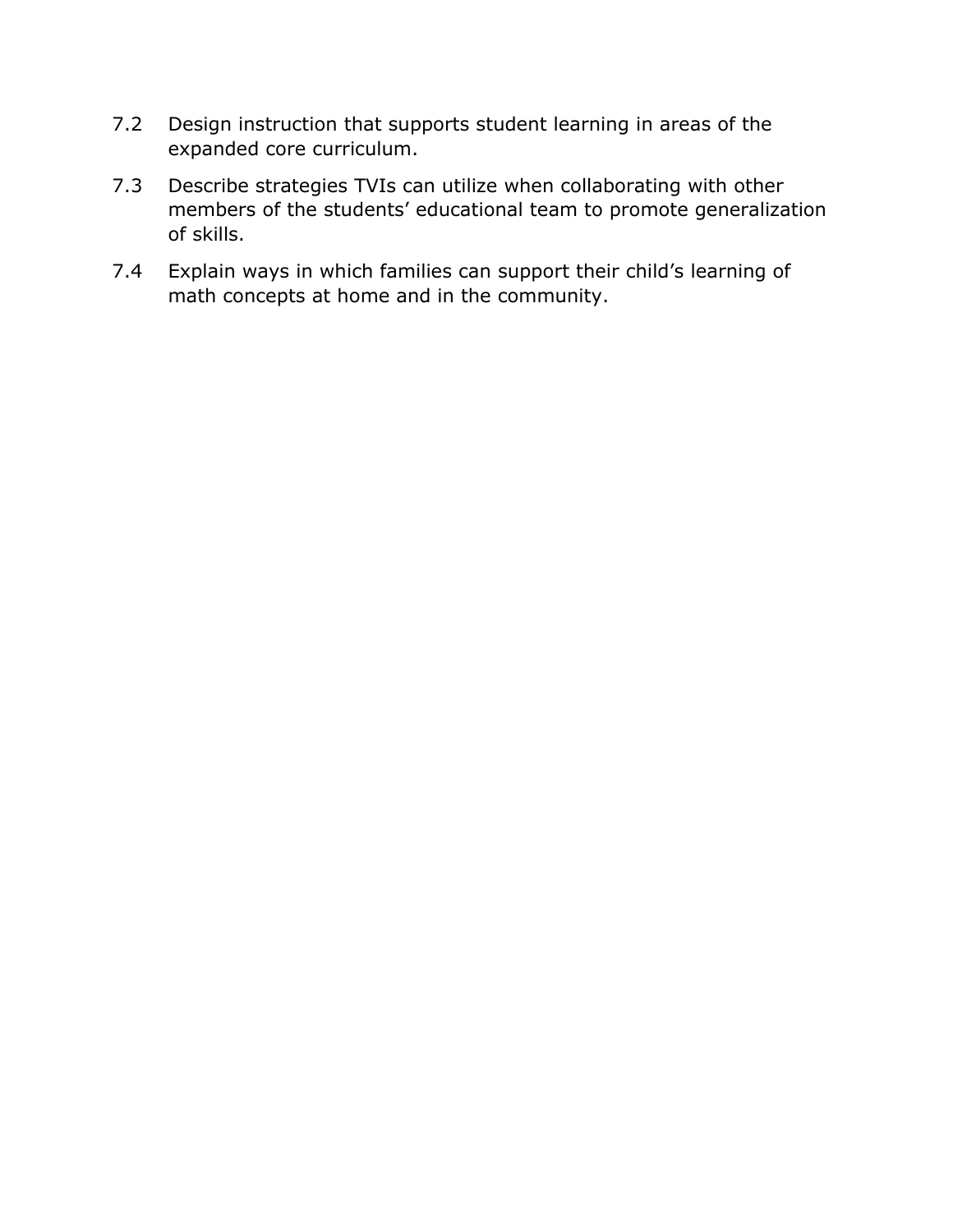7.2 Design instruction that supports student learning in areas of the expanded core curriculum.

7.3 Describe strategies TVIs can utilize when collaborating with other members of the students' educational team to promote generalization of skills.

7.4 Explain ways in which families can support their child's learning of math concepts at home and in the community.